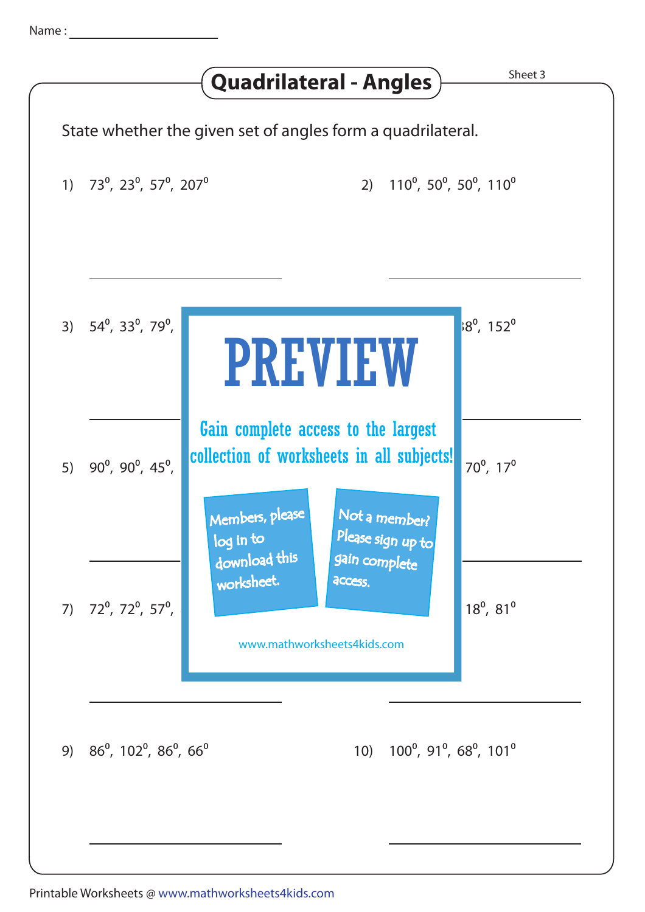Name : ____________________

# Quadrilateral - Angles

Sheet 3

State whether the given set of angles form a quadrilateral.

1) $73^0$, $23^0$, $57^0$, $207^0$

2) $110^0$, $50^0$, $50^0$, $110^0$

3) $54^0$, $33^0$, $79^0$,

$8^0$, $152^0$

PREVIEW

Gain complete access to the largest collection of worksheets in all subjects!

Members, please log in to download this worksheet.

Not a member? Please sign up to gain complete access.

www.mathworksheets4kids.com

5) $90^0$, $90^0$, $45^0$,

$70^0$, $17^0$

7) $72^0$, $72^0$, $57^0$,

$18^0$, $81^0$

9) $86^0$, $102^0$, $86^0$, $66^0$

10) $100^0$, $91^0$, $68^0$, $101^0$

Printable Worksheets @ www.mathworksheets4kids.com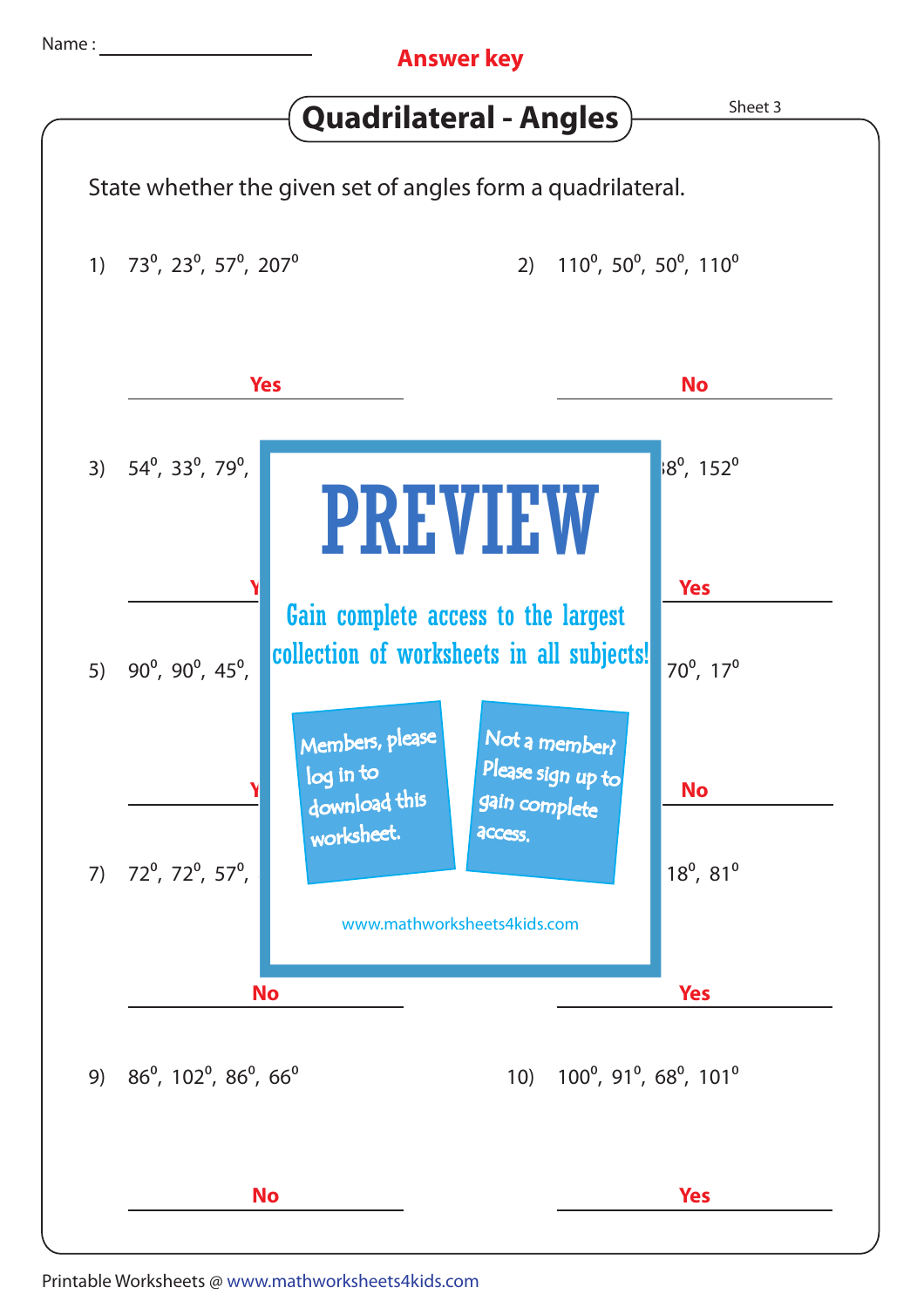Name : ____________________

**Answer key**

# Quadrilateral - Angles

Sheet 3

State whether the given set of angles form a quadrilateral.

1) $73^0$, $23^0$, $57^0$, $207^0$

**Yes**

2) $110^0$, $50^0$, $50^0$, $110^0$

**No**

3) $54^0$, $33^0$, $79^0$,

**Y**

4) ... $8^0$, $152^0$

**Yes**

5) $90^0$, $90^0$, $45^0$,

**Y**

6) ... $70^0$, $17^0$

**No**

7) $72^0$, $72^0$, $57^0$,

**No**

8) ... $18^0$, $81^0$

**Yes**

9) $86^0$, $102^0$, $86^0$, $66^0$

**No**

10) $100^0$, $91^0$, $68^0$, $101^0$

**Yes**

PREVIEW

Gain complete access to the largest collection of worksheets in all subjects!

Members, please log in to download this worksheet.

Not a member? Please sign up to gain complete access.

www.mathworksheets4kids.com

Printable Worksheets @ www.mathworksheets4kids.com